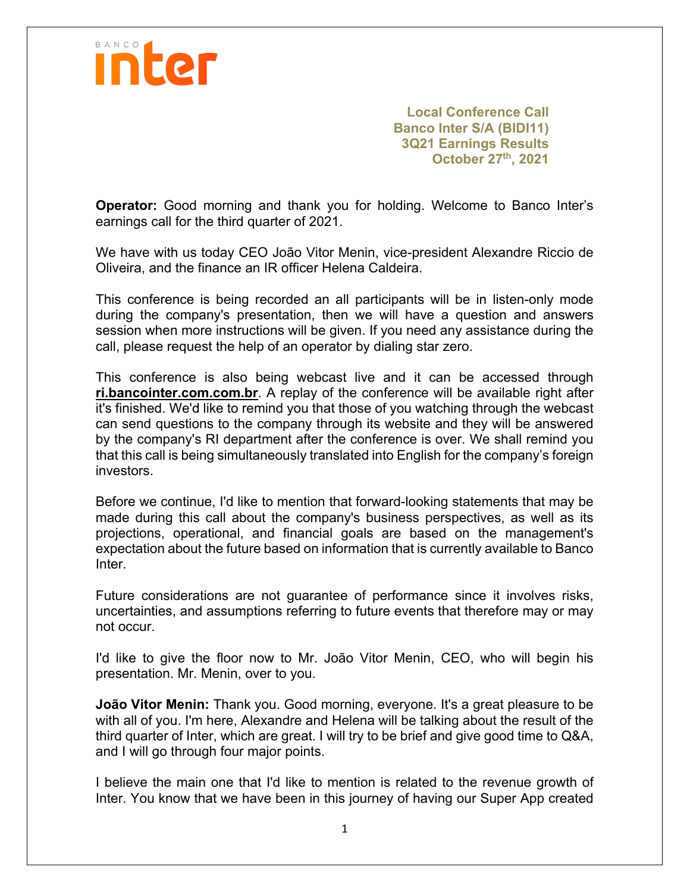**Local Conference Call**
**Banco Inter S/A (BIDI11)**
**3Q21 Earnings Results**
**October 27th, 2021**

**Operator:** Good morning and thank you for holding. Welcome to Banco Inter's earnings call for the third quarter of 2021.

We have with us today CEO João Vitor Menin, vice-president Alexandre Riccio de Oliveira, and the finance an IR officer Helena Caldeira.

This conference is being recorded an all participants will be in listen-only mode during the company's presentation, then we will have a question and answers session when more instructions will be given. If you need any assistance during the call, please request the help of an operator by dialing star zero.

This conference is also being webcast live and it can be accessed through **ri.bancointer.com.com.br**. A replay of the conference will be available right after it's finished. We'd like to remind you that those of you watching through the webcast can send questions to the company through its website and they will be answered by the company's RI department after the conference is over. We shall remind you that this call is being simultaneously translated into English for the company's foreign investors.

Before we continue, I'd like to mention that forward-looking statements that may be made during this call about the company's business perspectives, as well as its projections, operational, and financial goals are based on the management's expectation about the future based on information that is currently available to Banco Inter.

Future considerations are not guarantee of performance since it involves risks, uncertainties, and assumptions referring to future events that therefore may or may not occur.

I'd like to give the floor now to Mr. João Vitor Menin, CEO, who will begin his presentation. Mr. Menin, over to you.

**João Vitor Menin:** Thank you. Good morning, everyone. It's a great pleasure to be with all of you. I'm here, Alexandre and Helena will be talking about the result of the third quarter of Inter, which are great. I will try to be brief and give good time to Q&A, and I will go through four major points.

I believe the main one that I'd like to mention is related to the revenue growth of Inter. You know that we have been in this journey of having our Super App created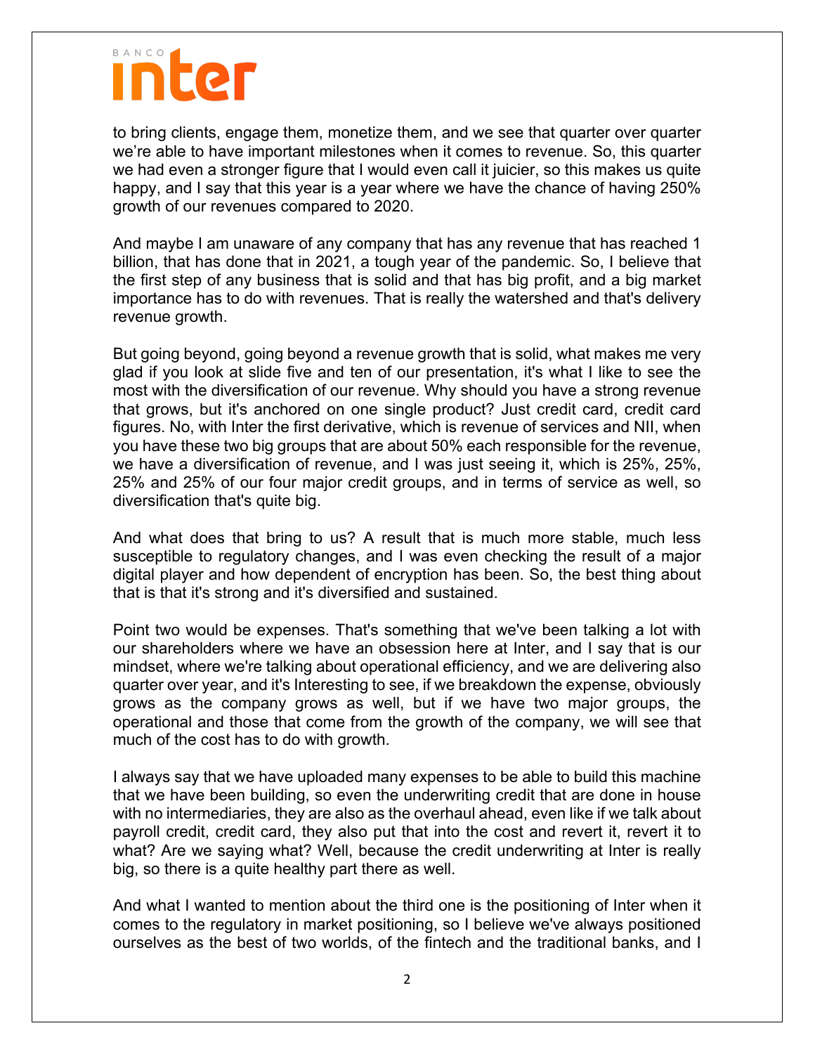to bring clients, engage them, monetize them, and we see that quarter over quarter we're able to have important milestones when it comes to revenue. So, this quarter we had even a stronger figure that I would even call it juicier, so this makes us quite happy, and I say that this year is a year where we have the chance of having 250% growth of our revenues compared to 2020.

And maybe I am unaware of any company that has any revenue that has reached 1 billion, that has done that in 2021, a tough year of the pandemic. So, I believe that the first step of any business that is solid and that has big profit, and a big market importance has to do with revenues. That is really the watershed and that's delivery revenue growth.

But going beyond, going beyond a revenue growth that is solid, what makes me very glad if you look at slide five and ten of our presentation, it's what I like to see the most with the diversification of our revenue. Why should you have a strong revenue that grows, but it's anchored on one single product? Just credit card, credit card figures. No, with Inter the first derivative, which is revenue of services and NII, when you have these two big groups that are about 50% each responsible for the revenue, we have a diversification of revenue, and I was just seeing it, which is 25%, 25%, 25% and 25% of our four major credit groups, and in terms of service as well, so diversification that's quite big.

And what does that bring to us? A result that is much more stable, much less susceptible to regulatory changes, and I was even checking the result of a major digital player and how dependent of encryption has been. So, the best thing about that is that it's strong and it's diversified and sustained.

Point two would be expenses. That's something that we've been talking a lot with our shareholders where we have an obsession here at Inter, and I say that is our mindset, where we're talking about operational efficiency, and we are delivering also quarter over year, and it's Interesting to see, if we breakdown the expense, obviously grows as the company grows as well, but if we have two major groups, the operational and those that come from the growth of the company, we will see that much of the cost has to do with growth.

I always say that we have uploaded many expenses to be able to build this machine that we have been building, so even the underwriting credit that are done in house with no intermediaries, they are also as the overhaul ahead, even like if we talk about payroll credit, credit card, they also put that into the cost and revert it, revert it to what? Are we saying what? Well, because the credit underwriting at Inter is really big, so there is a quite healthy part there as well.

And what I wanted to mention about the third one is the positioning of Inter when it comes to the regulatory in market positioning, so I believe we've always positioned ourselves as the best of two worlds, of the fintech and the traditional banks, and I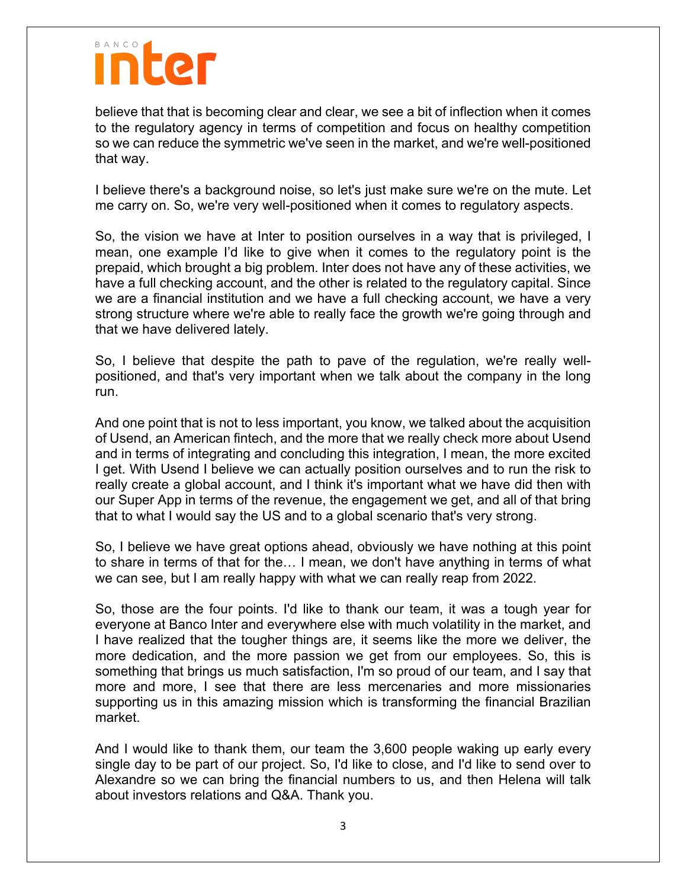believe that that is becoming clear and clear, we see a bit of inflection when it comes to the regulatory agency in terms of competition and focus on healthy competition so we can reduce the symmetric we've seen in the market, and we're well-positioned that way.

I believe there's a background noise, so let's just make sure we're on the mute. Let me carry on. So, we're very well-positioned when it comes to regulatory aspects.

So, the vision we have at Inter to position ourselves in a way that is privileged, I mean, one example I'd like to give when it comes to the regulatory point is the prepaid, which brought a big problem. Inter does not have any of these activities, we have a full checking account, and the other is related to the regulatory capital. Since we are a financial institution and we have a full checking account, we have a very strong structure where we're able to really face the growth we're going through and that we have delivered lately.

So, I believe that despite the path to pave of the regulation, we're really well-positioned, and that's very important when we talk about the company in the long run.

And one point that is not to less important, you know, we talked about the acquisition of Usend, an American fintech, and the more that we really check more about Usend and in terms of integrating and concluding this integration, I mean, the more excited I get. With Usend I believe we can actually position ourselves and to run the risk to really create a global account, and I think it's important what we have did then with our Super App in terms of the revenue, the engagement we get, and all of that bring that to what I would say the US and to a global scenario that's very strong.

So, I believe we have great options ahead, obviously we have nothing at this point to share in terms of that for the… I mean, we don't have anything in terms of what we can see, but I am really happy with what we can really reap from 2022.

So, those are the four points. I'd like to thank our team, it was a tough year for everyone at Banco Inter and everywhere else with much volatility in the market, and I have realized that the tougher things are, it seems like the more we deliver, the more dedication, and the more passion we get from our employees. So, this is something that brings us much satisfaction, I'm so proud of our team, and I say that more and more, I see that there are less mercenaries and more missionaries supporting us in this amazing mission which is transforming the financial Brazilian market.

And I would like to thank them, our team the 3,600 people waking up early every single day to be part of our project. So, I'd like to close, and I'd like to send over to Alexandre so we can bring the financial numbers to us, and then Helena will talk about investors relations and Q&A. Thank you.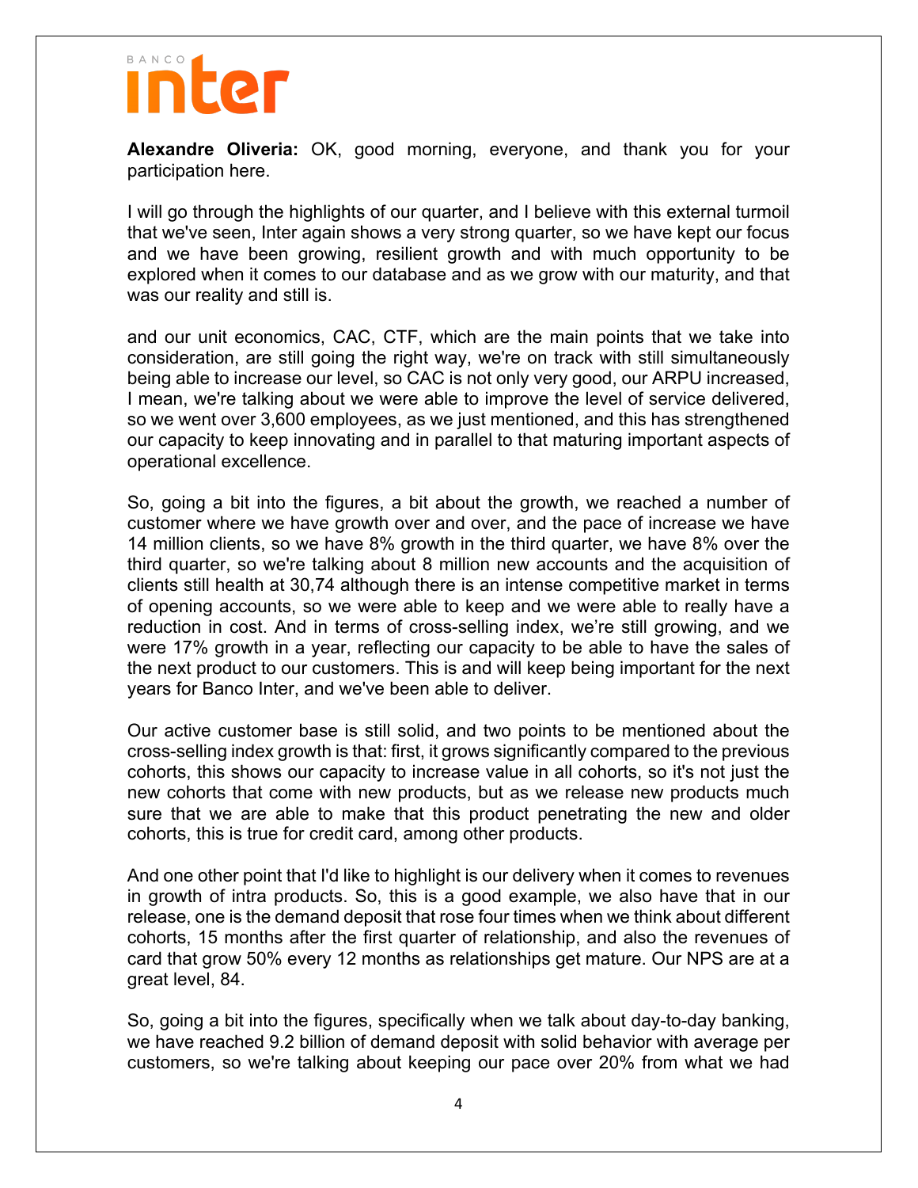**Alexandre Oliveria:** OK, good morning, everyone, and thank you for your participation here.

I will go through the highlights of our quarter, and I believe with this external turmoil that we've seen, Inter again shows a very strong quarter, so we have kept our focus and we have been growing, resilient growth and with much opportunity to be explored when it comes to our database and as we grow with our maturity, and that was our reality and still is.

and our unit economics, CAC, CTF, which are the main points that we take into consideration, are still going the right way, we're on track with still simultaneously being able to increase our level, so CAC is not only very good, our ARPU increased, I mean, we're talking about we were able to improve the level of service delivered, so we went over 3,600 employees, as we just mentioned, and this has strengthened our capacity to keep innovating and in parallel to that maturing important aspects of operational excellence.

So, going a bit into the figures, a bit about the growth, we reached a number of customer where we have growth over and over, and the pace of increase we have 14 million clients, so we have 8% growth in the third quarter, we have 8% over the third quarter, so we're talking about 8 million new accounts and the acquisition of clients still health at 30,74 although there is an intense competitive market in terms of opening accounts, so we were able to keep and we were able to really have a reduction in cost. And in terms of cross-selling index, we're still growing, and we were 17% growth in a year, reflecting our capacity to be able to have the sales of the next product to our customers. This is and will keep being important for the next years for Banco Inter, and we've been able to deliver.

Our active customer base is still solid, and two points to be mentioned about the cross-selling index growth is that: first, it grows significantly compared to the previous cohorts, this shows our capacity to increase value in all cohorts, so it's not just the new cohorts that come with new products, but as we release new products much sure that we are able to make that this product penetrating the new and older cohorts, this is true for credit card, among other products.

And one other point that I'd like to highlight is our delivery when it comes to revenues in growth of intra products. So, this is a good example, we also have that in our release, one is the demand deposit that rose four times when we think about different cohorts, 15 months after the first quarter of relationship, and also the revenues of card that grow 50% every 12 months as relationships get mature. Our NPS are at a great level, 84.

So, going a bit into the figures, specifically when we talk about day-to-day banking, we have reached 9.2 billion of demand deposit with solid behavior with average per customers, so we're talking about keeping our pace over 20% from what we had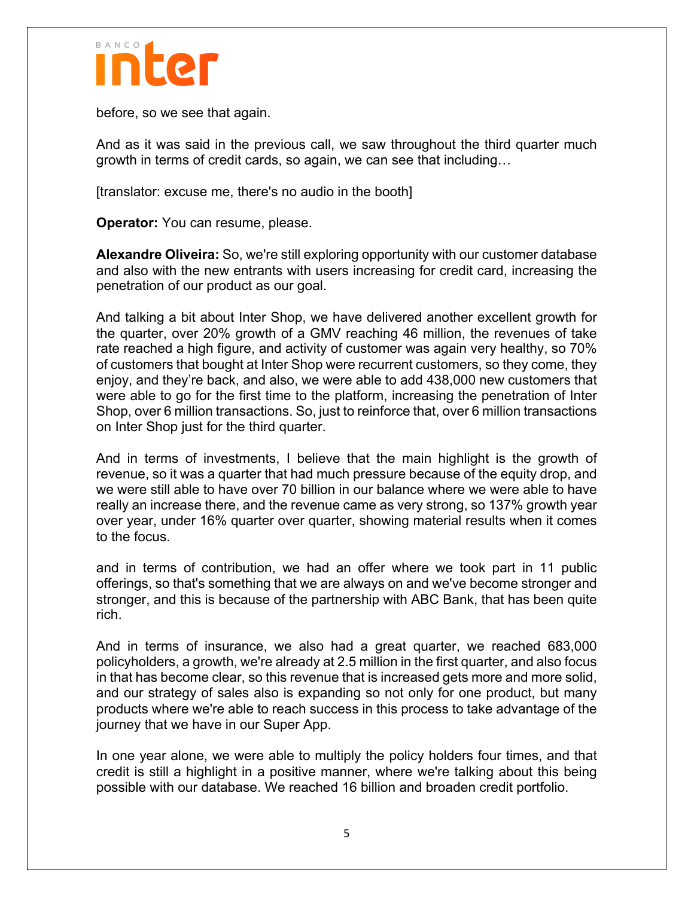before, so we see that again.

And as it was said in the previous call, we saw throughout the third quarter much growth in terms of credit cards, so again, we can see that including…

[translator: excuse me, there's no audio in the booth]

**Operator:** You can resume, please.

**Alexandre Oliveira:** So, we're still exploring opportunity with our customer database and also with the new entrants with users increasing for credit card, increasing the penetration of our product as our goal.

And talking a bit about Inter Shop, we have delivered another excellent growth for the quarter, over 20% growth of a GMV reaching 46 million, the revenues of take rate reached a high figure, and activity of customer was again very healthy, so 70% of customers that bought at Inter Shop were recurrent customers, so they come, they enjoy, and they're back, and also, we were able to add 438,000 new customers that were able to go for the first time to the platform, increasing the penetration of Inter Shop, over 6 million transactions. So, just to reinforce that, over 6 million transactions on Inter Shop just for the third quarter.

And in terms of investments, I believe that the main highlight is the growth of revenue, so it was a quarter that had much pressure because of the equity drop, and we were still able to have over 70 billion in our balance where we were able to have really an increase there, and the revenue came as very strong, so 137% growth year over year, under 16% quarter over quarter, showing material results when it comes to the focus.

and in terms of contribution, we had an offer where we took part in 11 public offerings, so that's something that we are always on and we've become stronger and stronger, and this is because of the partnership with ABC Bank, that has been quite rich.

And in terms of insurance, we also had a great quarter, we reached 683,000 policyholders, a growth, we're already at 2.5 million in the first quarter, and also focus in that has become clear, so this revenue that is increased gets more and more solid, and our strategy of sales also is expanding so not only for one product, but many products where we're able to reach success in this process to take advantage of the journey that we have in our Super App.

In one year alone, we were able to multiply the policy holders four times, and that credit is still a highlight in a positive manner, where we're talking about this being possible with our database. We reached 16 billion and broaden credit portfolio.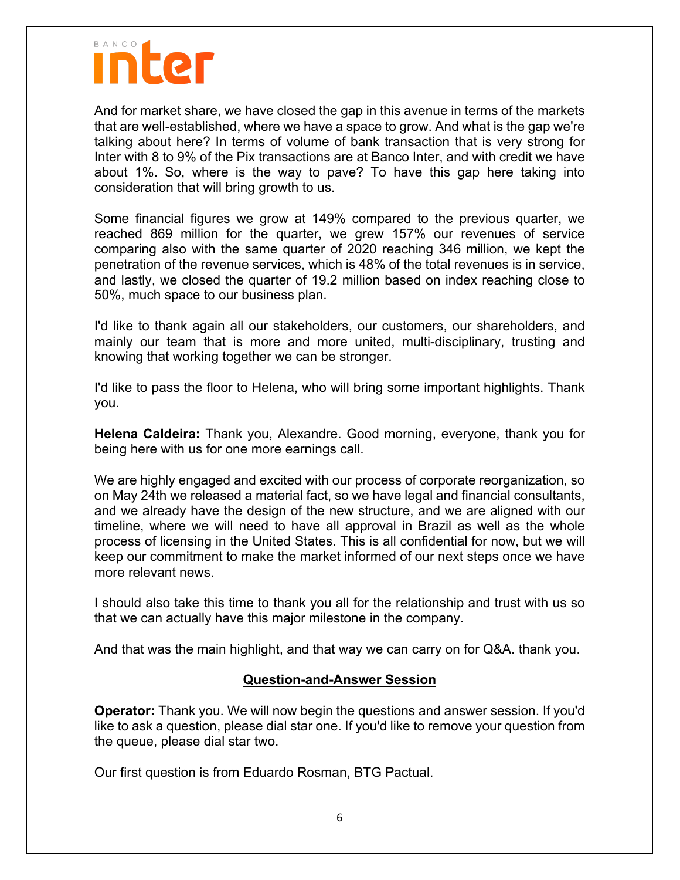And for market share, we have closed the gap in this avenue in terms of the markets that are well-established, where we have a space to grow. And what is the gap we're talking about here? In terms of volume of bank transaction that is very strong for Inter with 8 to 9% of the Pix transactions are at Banco Inter, and with credit we have about 1%. So, where is the way to pave? To have this gap here taking into consideration that will bring growth to us.

Some financial figures we grow at 149% compared to the previous quarter, we reached 869 million for the quarter, we grew 157% our revenues of service comparing also with the same quarter of 2020 reaching 346 million, we kept the penetration of the revenue services, which is 48% of the total revenues is in service, and lastly, we closed the quarter of 19.2 million based on index reaching close to 50%, much space to our business plan.

I'd like to thank again all our stakeholders, our customers, our shareholders, and mainly our team that is more and more united, multi-disciplinary, trusting and knowing that working together we can be stronger.

I'd like to pass the floor to Helena, who will bring some important highlights. Thank you.

**Helena Caldeira:** Thank you, Alexandre. Good morning, everyone, thank you for being here with us for one more earnings call.

We are highly engaged and excited with our process of corporate reorganization, so on May 24th we released a material fact, so we have legal and financial consultants, and we already have the design of the new structure, and we are aligned with our timeline, where we will need to have all approval in Brazil as well as the whole process of licensing in the United States. This is all confidential for now, but we will keep our commitment to make the market informed of our next steps once we have more relevant news.

I should also take this time to thank you all for the relationship and trust with us so that we can actually have this major milestone in the company.

And that was the main highlight, and that way we can carry on for Q&A. thank you.

## Question-and-Answer Session

**Operator:** Thank you. We will now begin the questions and answer session. If you'd like to ask a question, please dial star one. If you'd like to remove your question from the queue, please dial star two.

Our first question is from Eduardo Rosman, BTG Pactual.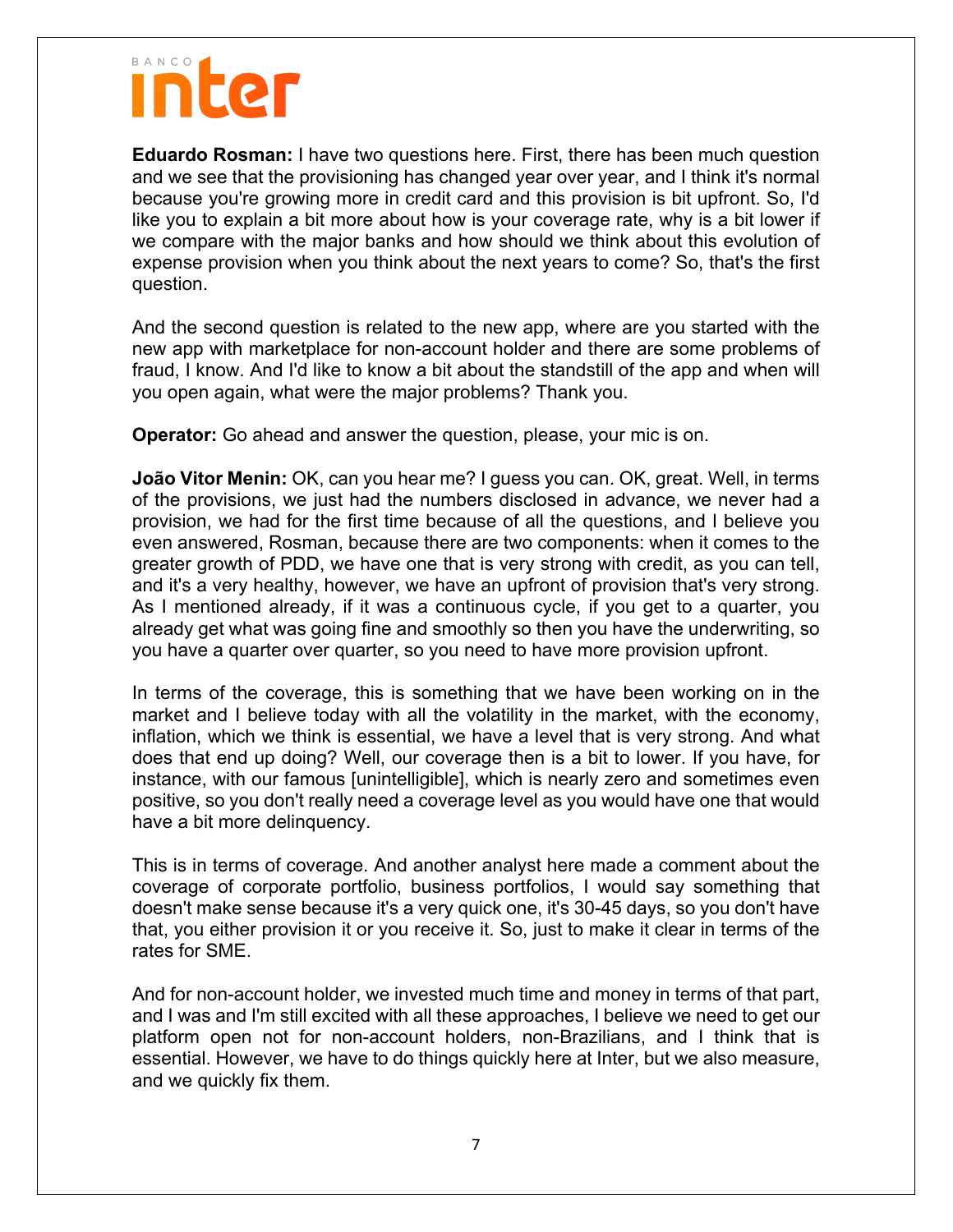**Eduardo Rosman:** I have two questions here. First, there has been much question and we see that the provisioning has changed year over year, and I think it's normal because you're growing more in credit card and this provision is bit upfront. So, I'd like you to explain a bit more about how is your coverage rate, why is a bit lower if we compare with the major banks and how should we think about this evolution of expense provision when you think about the next years to come? So, that's the first question.

And the second question is related to the new app, where are you started with the new app with marketplace for non-account holder and there are some problems of fraud, I know. And I'd like to know a bit about the standstill of the app and when will you open again, what were the major problems? Thank you.

**Operator:** Go ahead and answer the question, please, your mic is on.

**João Vitor Menin:** OK, can you hear me? I guess you can. OK, great. Well, in terms of the provisions, we just had the numbers disclosed in advance, we never had a provision, we had for the first time because of all the questions, and I believe you even answered, Rosman, because there are two components: when it comes to the greater growth of PDD, we have one that is very strong with credit, as you can tell, and it's a very healthy, however, we have an upfront of provision that's very strong. As I mentioned already, if it was a continuous cycle, if you get to a quarter, you already get what was going fine and smoothly so then you have the underwriting, so you have a quarter over quarter, so you need to have more provision upfront.

In terms of the coverage, this is something that we have been working on in the market and I believe today with all the volatility in the market, with the economy, inflation, which we think is essential, we have a level that is very strong. And what does that end up doing? Well, our coverage then is a bit to lower. If you have, for instance, with our famous [unintelligible], which is nearly zero and sometimes even positive, so you don't really need a coverage level as you would have one that would have a bit more delinquency.

This is in terms of coverage. And another analyst here made a comment about the coverage of corporate portfolio, business portfolios, I would say something that doesn't make sense because it's a very quick one, it's 30-45 days, so you don't have that, you either provision it or you receive it. So, just to make it clear in terms of the rates for SME.

And for non-account holder, we invested much time and money in terms of that part, and I was and I'm still excited with all these approaches, I believe we need to get our platform open not for non-account holders, non-Brazilians, and I think that is essential. However, we have to do things quickly here at Inter, but we also measure, and we quickly fix them.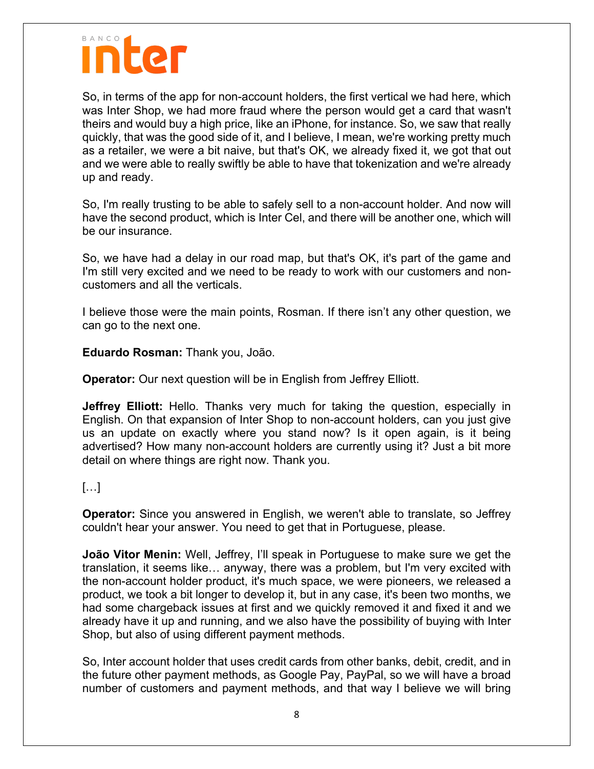So, in terms of the app for non-account holders, the first vertical we had here, which was Inter Shop, we had more fraud where the person would get a card that wasn't theirs and would buy a high price, like an iPhone, for instance. So, we saw that really quickly, that was the good side of it, and I believe, I mean, we're working pretty much as a retailer, we were a bit naive, but that's OK, we already fixed it, we got that out and we were able to really swiftly be able to have that tokenization and we're already up and ready.

So, I'm really trusting to be able to safely sell to a non-account holder. And now will have the second product, which is Inter Cel, and there will be another one, which will be our insurance.

So, we have had a delay in our road map, but that's OK, it's part of the game and I'm still very excited and we need to be ready to work with our customers and non-customers and all the verticals.

I believe those were the main points, Rosman. If there isn't any other question, we can go to the next one.

**Eduardo Rosman:** Thank you, João.

**Operator:** Our next question will be in English from Jeffrey Elliott.

**Jeffrey Elliott:** Hello. Thanks very much for taking the question, especially in English. On that expansion of Inter Shop to non-account holders, can you just give us an update on exactly where you stand now? Is it open again, is it being advertised? How many non-account holders are currently using it? Just a bit more detail on where things are right now. Thank you.

[…]

**Operator:** Since you answered in English, we weren't able to translate, so Jeffrey couldn't hear your answer. You need to get that in Portuguese, please.

**João Vitor Menin:** Well, Jeffrey, I'll speak in Portuguese to make sure we get the translation, it seems like… anyway, there was a problem, but I'm very excited with the non-account holder product, it's much space, we were pioneers, we released a product, we took a bit longer to develop it, but in any case, it's been two months, we had some chargeback issues at first and we quickly removed it and fixed it and we already have it up and running, and we also have the possibility of buying with Inter Shop, but also of using different payment methods.

So, Inter account holder that uses credit cards from other banks, debit, credit, and in the future other payment methods, as Google Pay, PayPal, so we will have a broad number of customers and payment methods, and that way I believe we will bring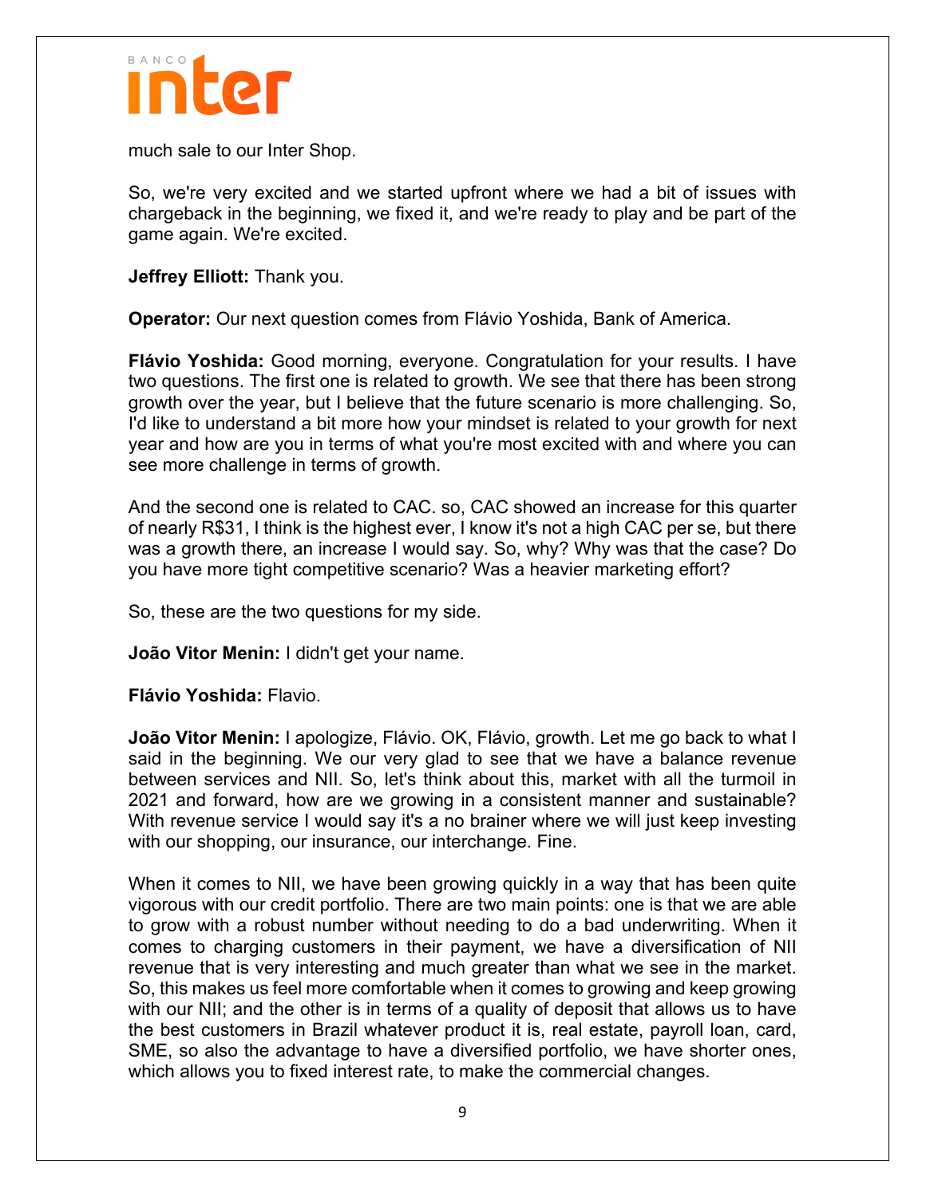much sale to our Inter Shop.

So, we're very excited and we started upfront where we had a bit of issues with chargeback in the beginning, we fixed it, and we're ready to play and be part of the game again. We're excited.

**Jeffrey Elliott:** Thank you.

**Operator:** Our next question comes from Flávio Yoshida, Bank of America.

**Flávio Yoshida:** Good morning, everyone. Congratulation for your results. I have two questions. The first one is related to growth. We see that there has been strong growth over the year, but I believe that the future scenario is more challenging. So, I'd like to understand a bit more how your mindset is related to your growth for next year and how are you in terms of what you're most excited with and where you can see more challenge in terms of growth.

And the second one is related to CAC. so, CAC showed an increase for this quarter of nearly R$31, I think is the highest ever, I know it's not a high CAC per se, but there was a growth there, an increase I would say. So, why? Why was that the case? Do you have more tight competitive scenario? Was a heavier marketing effort?

So, these are the two questions for my side.

**João Vitor Menin:** I didn't get your name.

**Flávio Yoshida:** Flavio.

**João Vitor Menin:** I apologize, Flávio. OK, Flávio, growth. Let me go back to what I said in the beginning. We our very glad to see that we have a balance revenue between services and NII. So, let's think about this, market with all the turmoil in 2021 and forward, how are we growing in a consistent manner and sustainable? With revenue service I would say it's a no brainer where we will just keep investing with our shopping, our insurance, our interchange. Fine.

When it comes to NII, we have been growing quickly in a way that has been quite vigorous with our credit portfolio. There are two main points: one is that we are able to grow with a robust number without needing to do a bad underwriting. When it comes to charging customers in their payment, we have a diversification of NII revenue that is very interesting and much greater than what we see in the market. So, this makes us feel more comfortable when it comes to growing and keep growing with our NII; and the other is in terms of a quality of deposit that allows us to have the best customers in Brazil whatever product it is, real estate, payroll loan, card, SME, so also the advantage to have a diversified portfolio, we have shorter ones, which allows you to fixed interest rate, to make the commercial changes.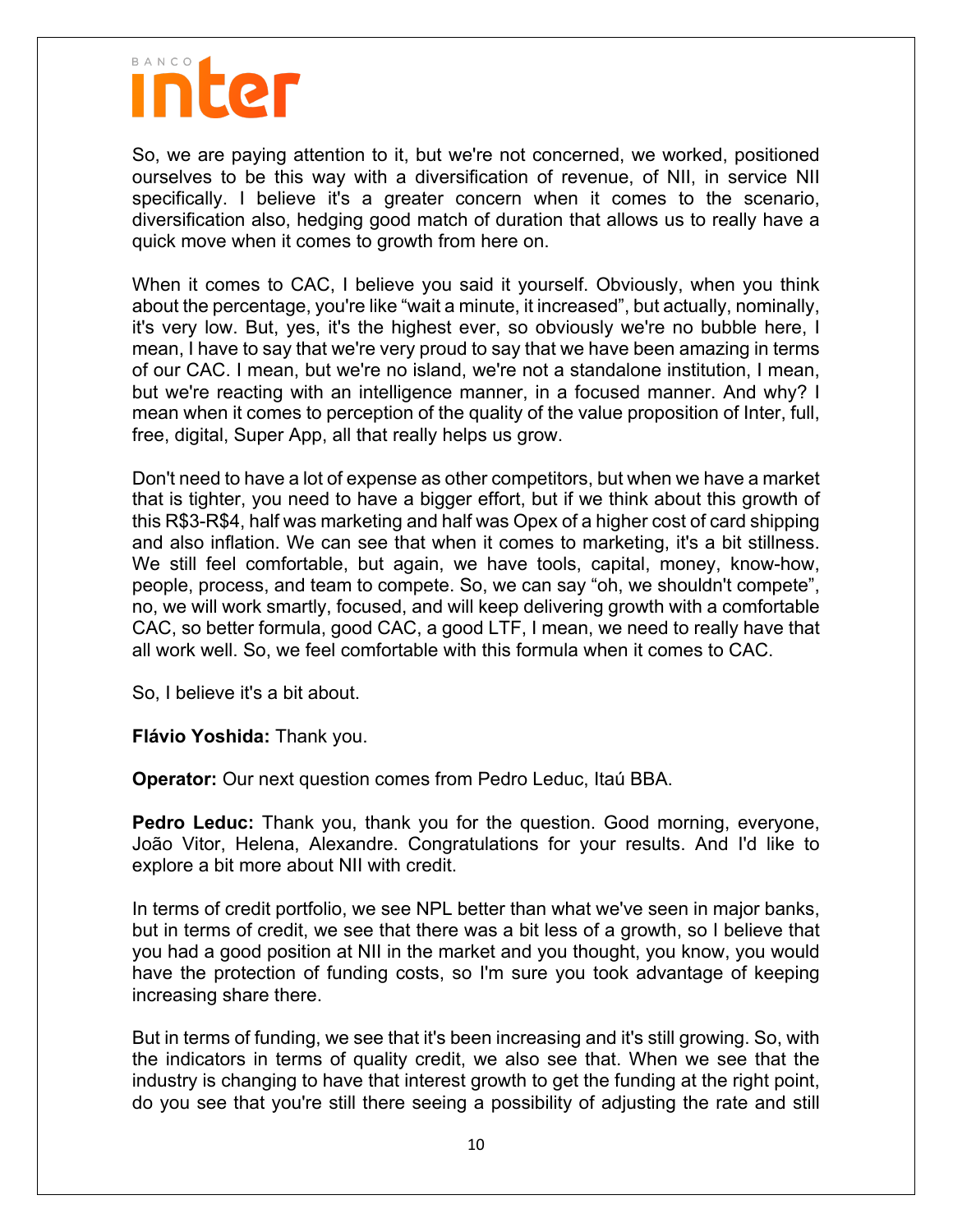So, we are paying attention to it, but we're not concerned, we worked, positioned ourselves to be this way with a diversification of revenue, of NII, in service NII specifically. I believe it's a greater concern when it comes to the scenario, diversification also, hedging good match of duration that allows us to really have a quick move when it comes to growth from here on.

When it comes to CAC, I believe you said it yourself. Obviously, when you think about the percentage, you're like "wait a minute, it increased", but actually, nominally, it's very low. But, yes, it's the highest ever, so obviously we're no bubble here, I mean, I have to say that we're very proud to say that we have been amazing in terms of our CAC. I mean, but we're no island, we're not a standalone institution, I mean, but we're reacting with an intelligence manner, in a focused manner. And why? I mean when it comes to perception of the quality of the value proposition of Inter, full, free, digital, Super App, all that really helps us grow.

Don't need to have a lot of expense as other competitors, but when we have a market that is tighter, you need to have a bigger effort, but if we think about this growth of this R$3-R$4, half was marketing and half was Opex of a higher cost of card shipping and also inflation. We can see that when it comes to marketing, it's a bit stillness. We still feel comfortable, but again, we have tools, capital, money, know-how, people, process, and team to compete. So, we can say "oh, we shouldn't compete", no, we will work smartly, focused, and will keep delivering growth with a comfortable CAC, so better formula, good CAC, a good LTF, I mean, we need to really have that all work well. So, we feel comfortable with this formula when it comes to CAC.

So, I believe it's a bit about.

**Flávio Yoshida:** Thank you.

**Operator:** Our next question comes from Pedro Leduc, Itaú BBA.

**Pedro Leduc:** Thank you, thank you for the question. Good morning, everyone, João Vitor, Helena, Alexandre. Congratulations for your results. And I'd like to explore a bit more about NII with credit.

In terms of credit portfolio, we see NPL better than what we've seen in major banks, but in terms of credit, we see that there was a bit less of a growth, so I believe that you had a good position at NII in the market and you thought, you know, you would have the protection of funding costs, so I'm sure you took advantage of keeping increasing share there.

But in terms of funding, we see that it's been increasing and it's still growing. So, with the indicators in terms of quality credit, we also see that. When we see that the industry is changing to have that interest growth to get the funding at the right point, do you see that you're still there seeing a possibility of adjusting the rate and still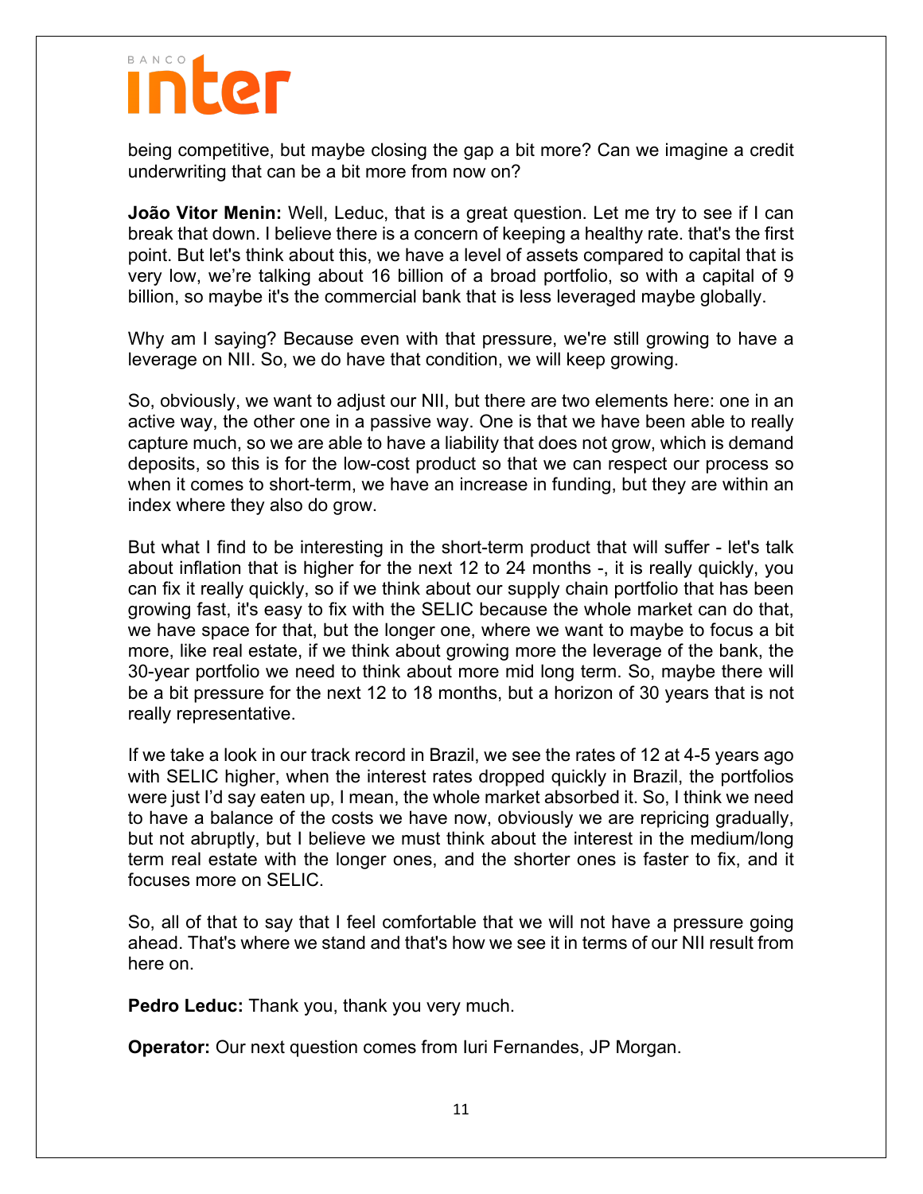being competitive, but maybe closing the gap a bit more? Can we imagine a credit underwriting that can be a bit more from now on?

**João Vitor Menin:** Well, Leduc, that is a great question. Let me try to see if I can break that down. I believe there is a concern of keeping a healthy rate. that's the first point. But let's think about this, we have a level of assets compared to capital that is very low, we're talking about 16 billion of a broad portfolio, so with a capital of 9 billion, so maybe it's the commercial bank that is less leveraged maybe globally.

Why am I saying? Because even with that pressure, we're still growing to have a leverage on NII. So, we do have that condition, we will keep growing.

So, obviously, we want to adjust our NII, but there are two elements here: one in an active way, the other one in a passive way. One is that we have been able to really capture much, so we are able to have a liability that does not grow, which is demand deposits, so this is for the low-cost product so that we can respect our process so when it comes to short-term, we have an increase in funding, but they are within an index where they also do grow.

But what I find to be interesting in the short-term product that will suffer - let's talk about inflation that is higher for the next 12 to 24 months -, it is really quickly, you can fix it really quickly, so if we think about our supply chain portfolio that has been growing fast, it's easy to fix with the SELIC because the whole market can do that, we have space for that, but the longer one, where we want to maybe to focus a bit more, like real estate, if we think about growing more the leverage of the bank, the 30-year portfolio we need to think about more mid long term. So, maybe there will be a bit pressure for the next 12 to 18 months, but a horizon of 30 years that is not really representative.

If we take a look in our track record in Brazil, we see the rates of 12 at 4-5 years ago with SELIC higher, when the interest rates dropped quickly in Brazil, the portfolios were just I'd say eaten up, I mean, the whole market absorbed it. So, I think we need to have a balance of the costs we have now, obviously we are repricing gradually, but not abruptly, but I believe we must think about the interest in the medium/long term real estate with the longer ones, and the shorter ones is faster to fix, and it focuses more on SELIC.

So, all of that to say that I feel comfortable that we will not have a pressure going ahead. That's where we stand and that's how we see it in terms of our NII result from here on.

**Pedro Leduc:** Thank you, thank you very much.

**Operator:** Our next question comes from Iuri Fernandes, JP Morgan.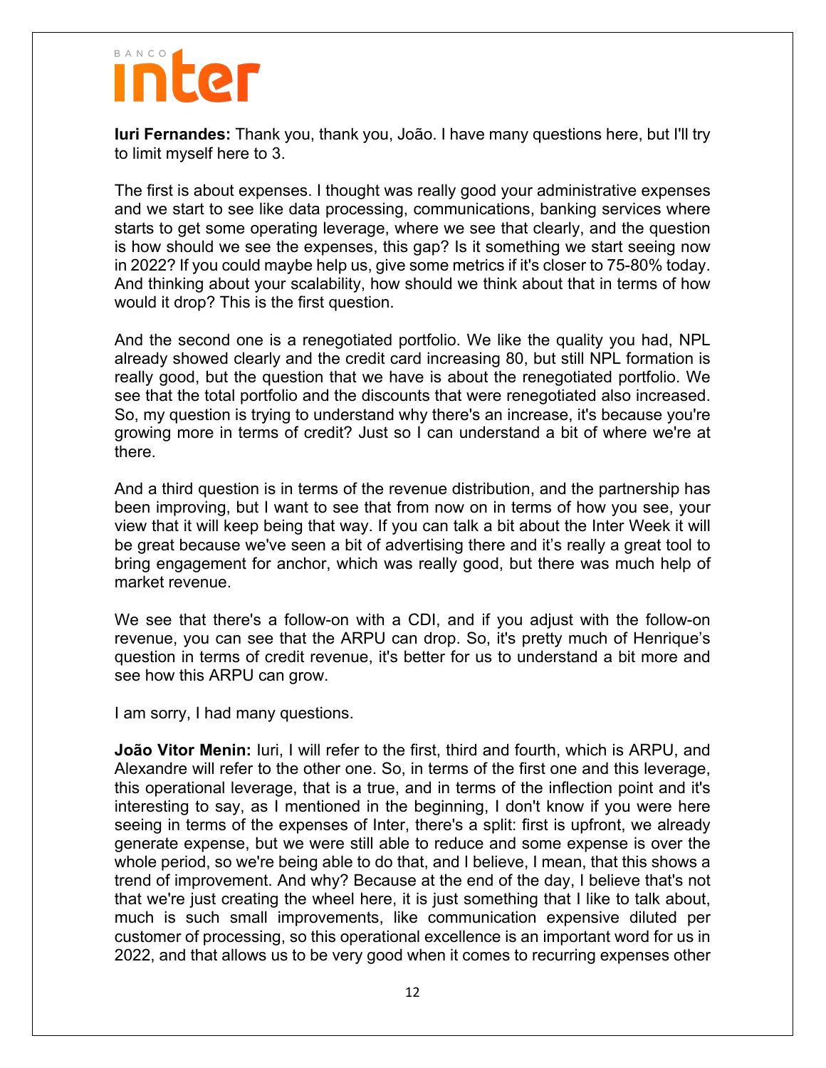**Iuri Fernandes:** Thank you, thank you, João. I have many questions here, but I'll try to limit myself here to 3.

The first is about expenses. I thought was really good your administrative expenses and we start to see like data processing, communications, banking services where starts to get some operating leverage, where we see that clearly, and the question is how should we see the expenses, this gap? Is it something we start seeing now in 2022? If you could maybe help us, give some metrics if it's closer to 75-80% today. And thinking about your scalability, how should we think about that in terms of how would it drop? This is the first question.

And the second one is a renegotiated portfolio. We like the quality you had, NPL already showed clearly and the credit card increasing 80, but still NPL formation is really good, but the question that we have is about the renegotiated portfolio. We see that the total portfolio and the discounts that were renegotiated also increased. So, my question is trying to understand why there's an increase, it's because you're growing more in terms of credit? Just so I can understand a bit of where we're at there.

And a third question is in terms of the revenue distribution, and the partnership has been improving, but I want to see that from now on in terms of how you see, your view that it will keep being that way. If you can talk a bit about the Inter Week it will be great because we've seen a bit of advertising there and it's really a great tool to bring engagement for anchor, which was really good, but there was much help of market revenue.

We see that there's a follow-on with a CDI, and if you adjust with the follow-on revenue, you can see that the ARPU can drop. So, it's pretty much of Henrique's question in terms of credit revenue, it's better for us to understand a bit more and see how this ARPU can grow.

I am sorry, I had many questions.

**João Vitor Menin:** Iuri, I will refer to the first, third and fourth, which is ARPU, and Alexandre will refer to the other one. So, in terms of the first one and this leverage, this operational leverage, that is a true, and in terms of the inflection point and it's interesting to say, as I mentioned in the beginning, I don't know if you were here seeing in terms of the expenses of Inter, there's a split: first is upfront, we already generate expense, but we were still able to reduce and some expense is over the whole period, so we're being able to do that, and I believe, I mean, that this shows a trend of improvement. And why? Because at the end of the day, I believe that's not that we're just creating the wheel here, it is just something that I like to talk about, much is such small improvements, like communication expensive diluted per customer of processing, so this operational excellence is an important word for us in 2022, and that allows us to be very good when it comes to recurring expenses other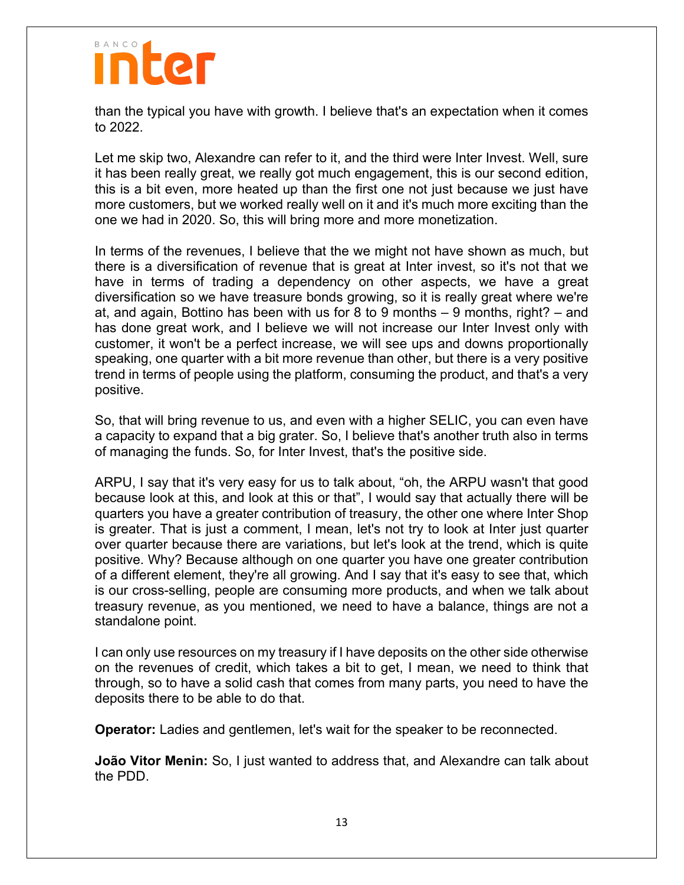than the typical you have with growth. I believe that's an expectation when it comes to 2022.

Let me skip two, Alexandre can refer to it, and the third were Inter Invest. Well, sure it has been really great, we really got much engagement, this is our second edition, this is a bit even, more heated up than the first one not just because we just have more customers, but we worked really well on it and it's much more exciting than the one we had in 2020. So, this will bring more and more monetization.

In terms of the revenues, I believe that the we might not have shown as much, but there is a diversification of revenue that is great at Inter invest, so it's not that we have in terms of trading a dependency on other aspects, we have a great diversification so we have treasure bonds growing, so it is really great where we're at, and again, Bottino has been with us for 8 to 9 months – 9 months, right? – and has done great work, and I believe we will not increase our Inter Invest only with customer, it won't be a perfect increase, we will see ups and downs proportionally speaking, one quarter with a bit more revenue than other, but there is a very positive trend in terms of people using the platform, consuming the product, and that's a very positive.

So, that will bring revenue to us, and even with a higher SELIC, you can even have a capacity to expand that a big grater. So, I believe that's another truth also in terms of managing the funds. So, for Inter Invest, that's the positive side.

ARPU, I say that it's very easy for us to talk about, "oh, the ARPU wasn't that good because look at this, and look at this or that", I would say that actually there will be quarters you have a greater contribution of treasury, the other one where Inter Shop is greater. That is just a comment, I mean, let's not try to look at Inter just quarter over quarter because there are variations, but let's look at the trend, which is quite positive. Why? Because although on one quarter you have one greater contribution of a different element, they're all growing. And I say that it's easy to see that, which is our cross-selling, people are consuming more products, and when we talk about treasury revenue, as you mentioned, we need to have a balance, things are not a standalone point.

I can only use resources on my treasury if I have deposits on the other side otherwise on the revenues of credit, which takes a bit to get, I mean, we need to think that through, so to have a solid cash that comes from many parts, you need to have the deposits there to be able to do that.

**Operator:** Ladies and gentlemen, let's wait for the speaker to be reconnected.

**João Vitor Menin:** So, I just wanted to address that, and Alexandre can talk about the PDD.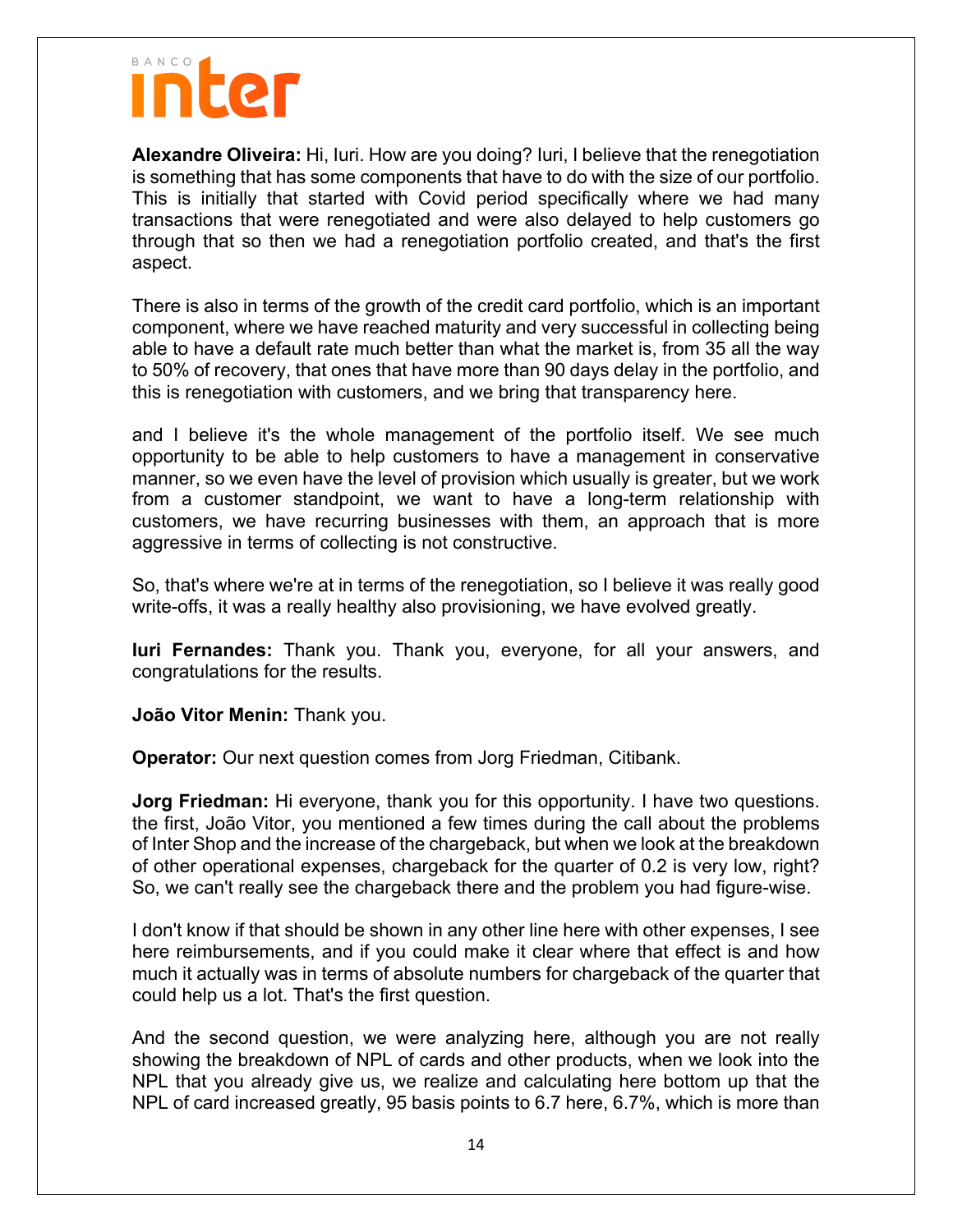**Alexandre Oliveira:** Hi, Iuri. How are you doing? Iuri, I believe that the renegotiation is something that has some components that have to do with the size of our portfolio. This is initially that started with Covid period specifically where we had many transactions that were renegotiated and were also delayed to help customers go through that so then we had a renegotiation portfolio created, and that's the first aspect.

There is also in terms of the growth of the credit card portfolio, which is an important component, where we have reached maturity and very successful in collecting being able to have a default rate much better than what the market is, from 35 all the way to 50% of recovery, that ones that have more than 90 days delay in the portfolio, and this is renegotiation with customers, and we bring that transparency here.

and I believe it's the whole management of the portfolio itself. We see much opportunity to be able to help customers to have a management in conservative manner, so we even have the level of provision which usually is greater, but we work from a customer standpoint, we want to have a long-term relationship with customers, we have recurring businesses with them, an approach that is more aggressive in terms of collecting is not constructive.

So, that's where we're at in terms of the renegotiation, so I believe it was really good write-offs, it was a really healthy also provisioning, we have evolved greatly.

**Iuri Fernandes:** Thank you. Thank you, everyone, for all your answers, and congratulations for the results.

**João Vitor Menin:** Thank you.

**Operator:** Our next question comes from Jorg Friedman, Citibank.

**Jorg Friedman:** Hi everyone, thank you for this opportunity. I have two questions. the first, João Vitor, you mentioned a few times during the call about the problems of Inter Shop and the increase of the chargeback, but when we look at the breakdown of other operational expenses, chargeback for the quarter of 0.2 is very low, right? So, we can't really see the chargeback there and the problem you had figure-wise.

I don't know if that should be shown in any other line here with other expenses, I see here reimbursements, and if you could make it clear where that effect is and how much it actually was in terms of absolute numbers for chargeback of the quarter that could help us a lot. That's the first question.

And the second question, we were analyzing here, although you are not really showing the breakdown of NPL of cards and other products, when we look into the NPL that you already give us, we realize and calculating here bottom up that the NPL of card increased greatly, 95 basis points to 6.7 here, 6.7%, which is more than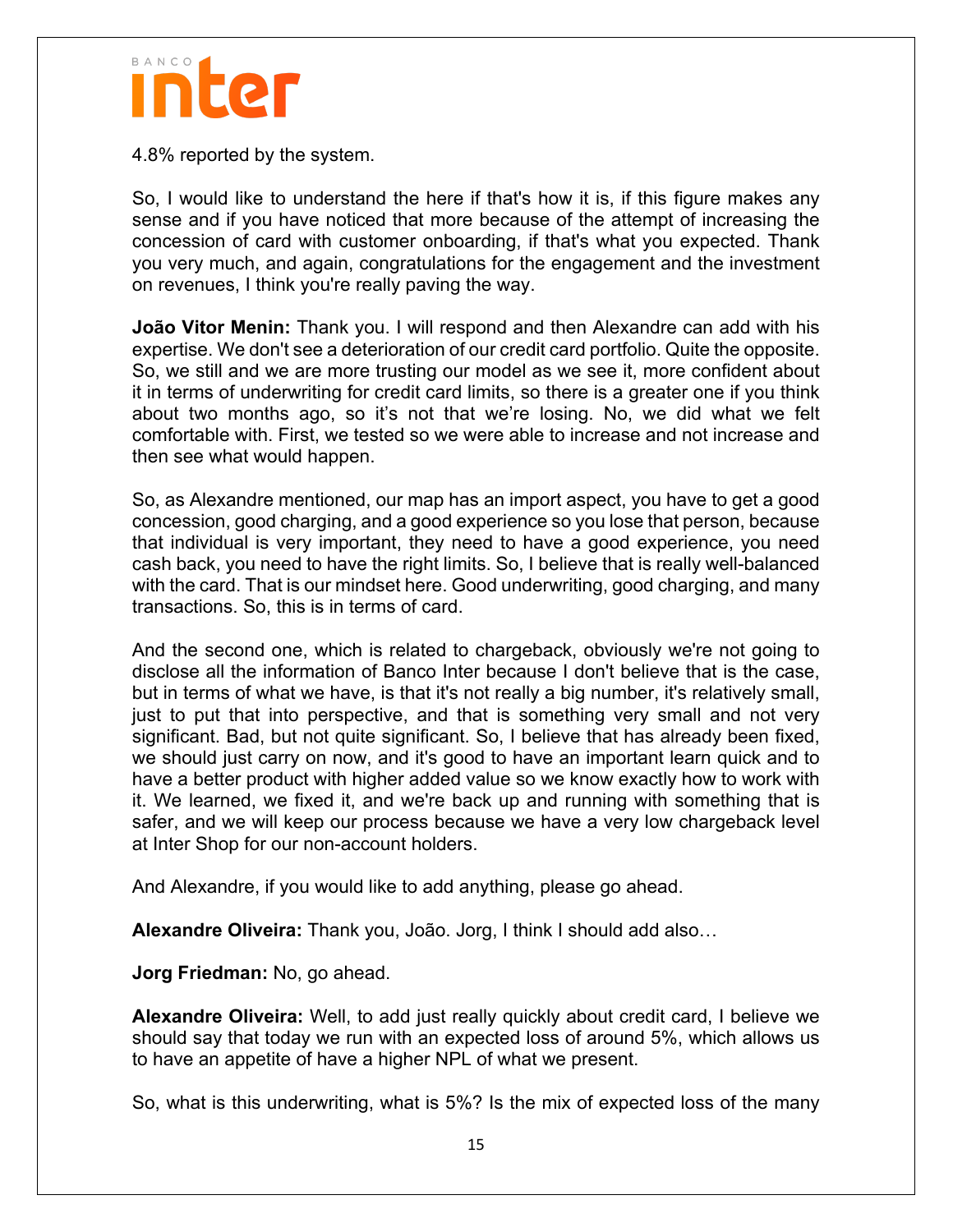4.8% reported by the system.

So, I would like to understand the here if that's how it is, if this figure makes any sense and if you have noticed that more because of the attempt of increasing the concession of card with customer onboarding, if that's what you expected. Thank you very much, and again, congratulations for the engagement and the investment on revenues, I think you're really paving the way.

**João Vitor Menin:** Thank you. I will respond and then Alexandre can add with his expertise. We don't see a deterioration of our credit card portfolio. Quite the opposite. So, we still and we are more trusting our model as we see it, more confident about it in terms of underwriting for credit card limits, so there is a greater one if you think about two months ago, so it's not that we're losing. No, we did what we felt comfortable with. First, we tested so we were able to increase and not increase and then see what would happen.

So, as Alexandre mentioned, our map has an import aspect, you have to get a good concession, good charging, and a good experience so you lose that person, because that individual is very important, they need to have a good experience, you need cash back, you need to have the right limits. So, I believe that is really well-balanced with the card. That is our mindset here. Good underwriting, good charging, and many transactions. So, this is in terms of card.

And the second one, which is related to chargeback, obviously we're not going to disclose all the information of Banco Inter because I don't believe that is the case, but in terms of what we have, is that it's not really a big number, it's relatively small, just to put that into perspective, and that is something very small and not very significant. Bad, but not quite significant. So, I believe that has already been fixed, we should just carry on now, and it's good to have an important learn quick and to have a better product with higher added value so we know exactly how to work with it. We learned, we fixed it, and we're back up and running with something that is safer, and we will keep our process because we have a very low chargeback level at Inter Shop for our non-account holders.

And Alexandre, if you would like to add anything, please go ahead.

**Alexandre Oliveira:** Thank you, João. Jorg, I think I should add also…

**Jorg Friedman:** No, go ahead.

**Alexandre Oliveira:** Well, to add just really quickly about credit card, I believe we should say that today we run with an expected loss of around 5%, which allows us to have an appetite of have a higher NPL of what we present.

So, what is this underwriting, what is 5%? Is the mix of expected loss of the many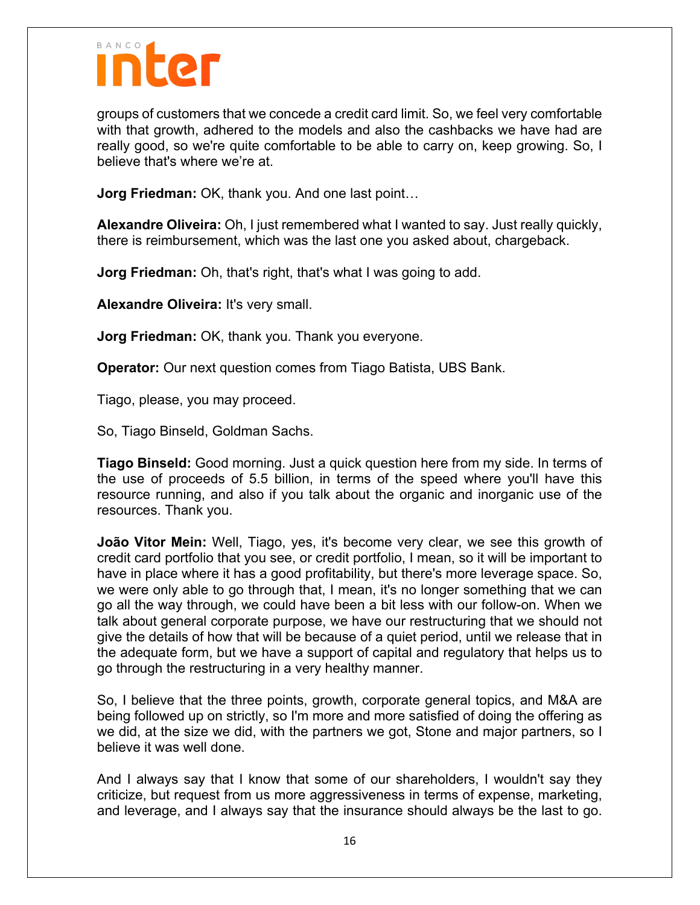groups of customers that we concede a credit card limit. So, we feel very comfortable with that growth, adhered to the models and also the cashbacks we have had are really good, so we're quite comfortable to be able to carry on, keep growing. So, I believe that's where we're at.

**Jorg Friedman:** OK, thank you. And one last point…

**Alexandre Oliveira:** Oh, I just remembered what I wanted to say. Just really quickly, there is reimbursement, which was the last one you asked about, chargeback.

**Jorg Friedman:** Oh, that's right, that's what I was going to add.

**Alexandre Oliveira:** It's very small.

**Jorg Friedman:** OK, thank you. Thank you everyone.

**Operator:** Our next question comes from Tiago Batista, UBS Bank.

Tiago, please, you may proceed.

So, Tiago Binseld, Goldman Sachs.

**Tiago Binseld:** Good morning. Just a quick question here from my side. In terms of the use of proceeds of 5.5 billion, in terms of the speed where you'll have this resource running, and also if you talk about the organic and inorganic use of the resources. Thank you.

**João Vitor Mein:** Well, Tiago, yes, it's become very clear, we see this growth of credit card portfolio that you see, or credit portfolio, I mean, so it will be important to have in place where it has a good profitability, but there's more leverage space. So, we were only able to go through that, I mean, it's no longer something that we can go all the way through, we could have been a bit less with our follow-on. When we talk about general corporate purpose, we have our restructuring that we should not give the details of how that will be because of a quiet period, until we release that in the adequate form, but we have a support of capital and regulatory that helps us to go through the restructuring in a very healthy manner.

So, I believe that the three points, growth, corporate general topics, and M&A are being followed up on strictly, so I'm more and more satisfied of doing the offering as we did, at the size we did, with the partners we got, Stone and major partners, so I believe it was well done.

And I always say that I know that some of our shareholders, I wouldn't say they criticize, but request from us more aggressiveness in terms of expense, marketing, and leverage, and I always say that the insurance should always be the last to go.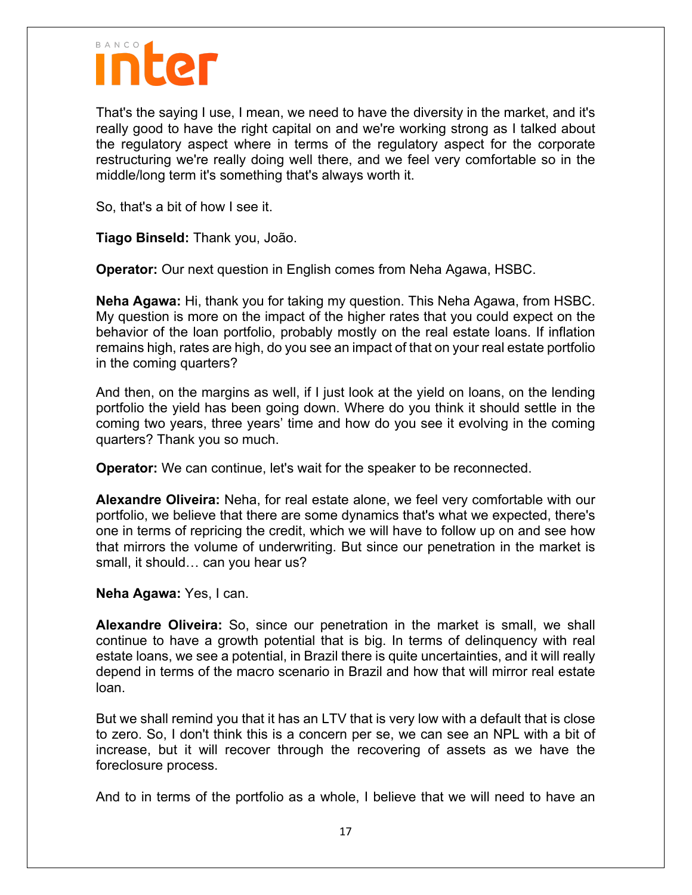That's the saying I use, I mean, we need to have the diversity in the market, and it's really good to have the right capital on and we're working strong as I talked about the regulatory aspect where in terms of the regulatory aspect for the corporate restructuring we're really doing well there, and we feel very comfortable so in the middle/long term it's something that's always worth it.

So, that's a bit of how I see it.

**Tiago Binseld:** Thank you, João.

**Operator:** Our next question in English comes from Neha Agawa, HSBC.

**Neha Agawa:** Hi, thank you for taking my question. This Neha Agawa, from HSBC. My question is more on the impact of the higher rates that you could expect on the behavior of the loan portfolio, probably mostly on the real estate loans. If inflation remains high, rates are high, do you see an impact of that on your real estate portfolio in the coming quarters?

And then, on the margins as well, if I just look at the yield on loans, on the lending portfolio the yield has been going down. Where do you think it should settle in the coming two years, three years' time and how do you see it evolving in the coming quarters? Thank you so much.

**Operator:** We can continue, let's wait for the speaker to be reconnected.

**Alexandre Oliveira:** Neha, for real estate alone, we feel very comfortable with our portfolio, we believe that there are some dynamics that's what we expected, there's one in terms of repricing the credit, which we will have to follow up on and see how that mirrors the volume of underwriting. But since our penetration in the market is small, it should… can you hear us?

**Neha Agawa:** Yes, I can.

**Alexandre Oliveira:** So, since our penetration in the market is small, we shall continue to have a growth potential that is big. In terms of delinquency with real estate loans, we see a potential, in Brazil there is quite uncertainties, and it will really depend in terms of the macro scenario in Brazil and how that will mirror real estate loan.

But we shall remind you that it has an LTV that is very low with a default that is close to zero. So, I don't think this is a concern per se, we can see an NPL with a bit of increase, but it will recover through the recovering of assets as we have the foreclosure process.

And to in terms of the portfolio as a whole, I believe that we will need to have an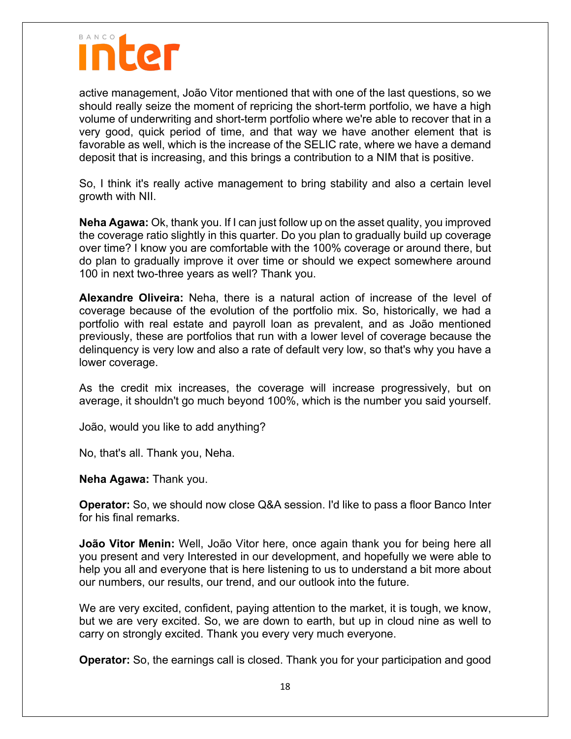active management, João Vitor mentioned that with one of the last questions, so we should really seize the moment of repricing the short-term portfolio, we have a high volume of underwriting and short-term portfolio where we're able to recover that in a very good, quick period of time, and that way we have another element that is favorable as well, which is the increase of the SELIC rate, where we have a demand deposit that is increasing, and this brings a contribution to a NIM that is positive.

So, I think it's really active management to bring stability and also a certain level growth with NII.

**Neha Agawa:** Ok, thank you. If I can just follow up on the asset quality, you improved the coverage ratio slightly in this quarter. Do you plan to gradually build up coverage over time? I know you are comfortable with the 100% coverage or around there, but do plan to gradually improve it over time or should we expect somewhere around 100 in next two-three years as well? Thank you.

**Alexandre Oliveira:** Neha, there is a natural action of increase of the level of coverage because of the evolution of the portfolio mix. So, historically, we had a portfolio with real estate and payroll loan as prevalent, and as João mentioned previously, these are portfolios that run with a lower level of coverage because the delinquency is very low and also a rate of default very low, so that's why you have a lower coverage.

As the credit mix increases, the coverage will increase progressively, but on average, it shouldn't go much beyond 100%, which is the number you said yourself.

João, would you like to add anything?

No, that's all. Thank you, Neha.

**Neha Agawa:** Thank you.

**Operator:** So, we should now close Q&A session. I'd like to pass a floor Banco Inter for his final remarks.

**João Vitor Menin:** Well, João Vitor here, once again thank you for being here all you present and very Interested in our development, and hopefully we were able to help you all and everyone that is here listening to us to understand a bit more about our numbers, our results, our trend, and our outlook into the future.

We are very excited, confident, paying attention to the market, it is tough, we know, but we are very excited. So, we are down to earth, but up in cloud nine as well to carry on strongly excited. Thank you every very much everyone.

**Operator:** So, the earnings call is closed. Thank you for your participation and good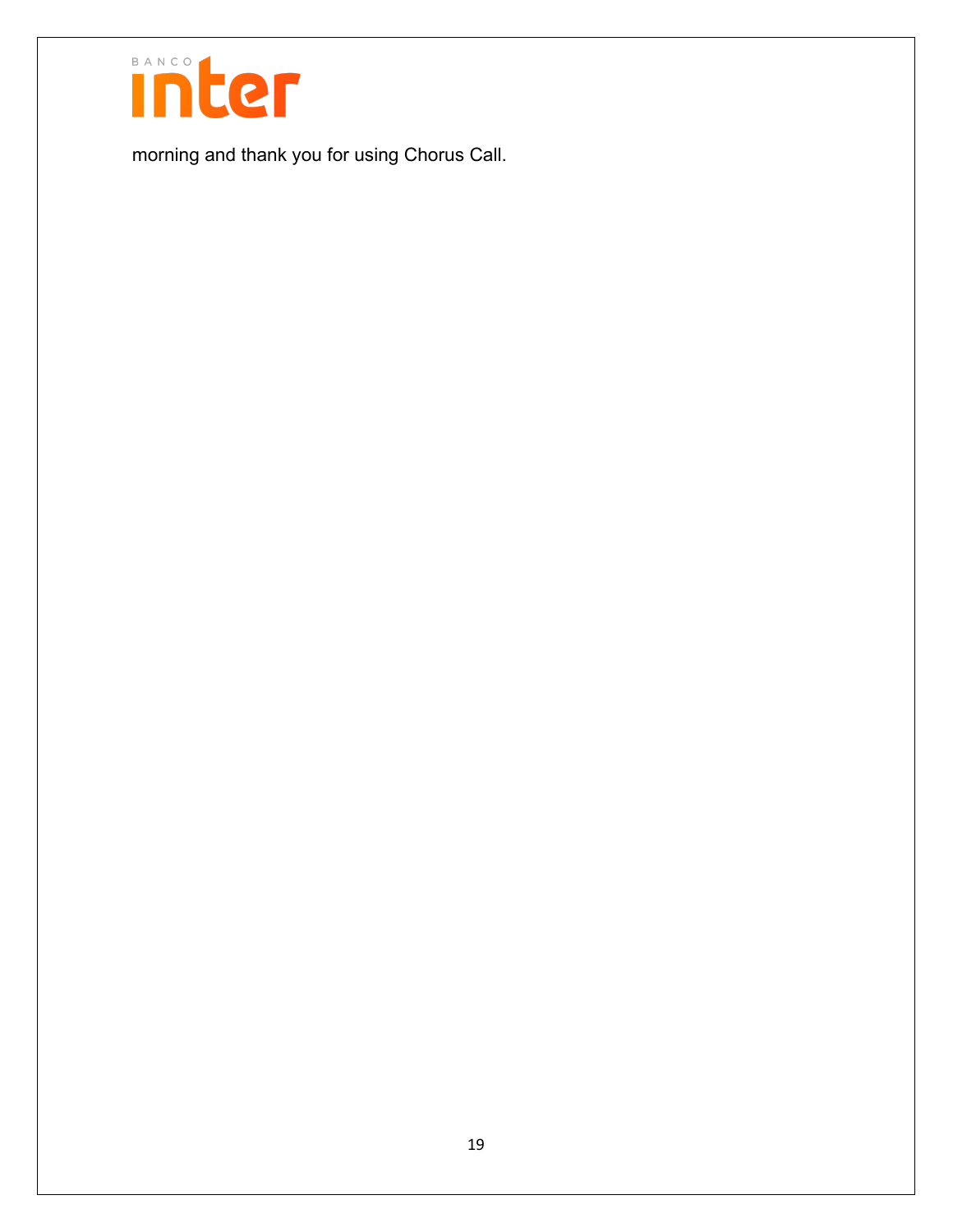morning and thank you for using Chorus Call.